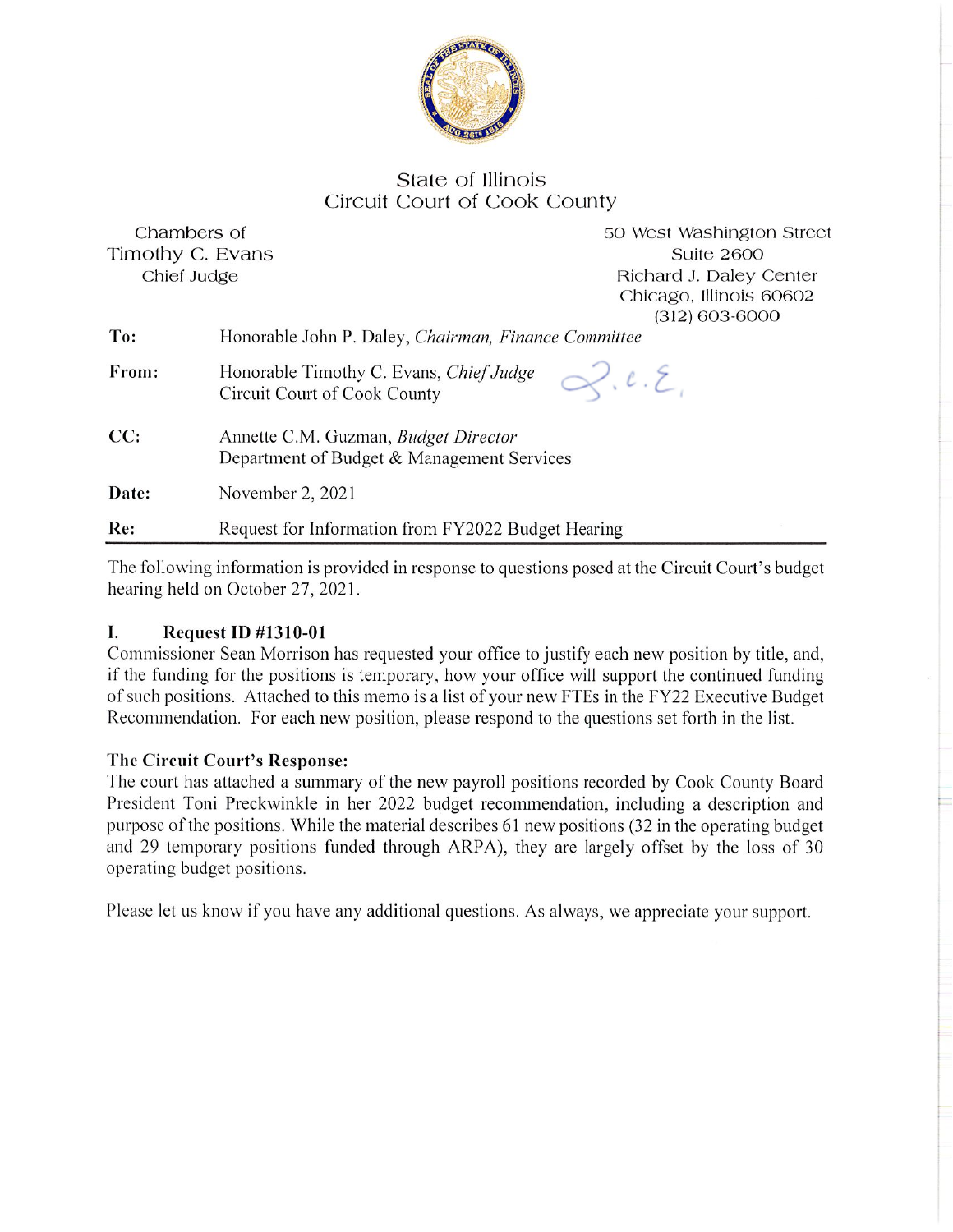State of Illinois
Circuit Court of Cook County

Chambers of
Timothy C. Evans
Chief Judge

50 West Washington Street
Suite 2600
Richard J. Daley Center
Chicago, Illinois 60602
(312) 603-6000

**To:** Honorable John P. Daley, *Chairman, Finance Committee*

**From:** Honorable Timothy C. Evans, *Chief Judge*
Circuit Court of Cook County

**CC:** Annette C.M. Guzman, *Budget Director*
Department of Budget & Management Services

**Date:** November 2, 2021

**Re:** Request for Information from FY2022 Budget Hearing

---

The following information is provided in response to questions posed at the Circuit Court's budget hearing held on October 27, 2021.

## I. Request ID #1310-01

Commissioner Sean Morrison has requested your office to justify each new position by title, and, if the funding for the positions is temporary, how your office will support the continued funding of such positions. Attached to this memo is a list of your new FTEs in the FY22 Executive Budget Recommendation. For each new position, please respond to the questions set forth in the list.

**The Circuit Court's Response:**

The court has attached a summary of the new payroll positions recorded by Cook County Board President Toni Preckwinkle in her 2022 budget recommendation, including a description and purpose of the positions. While the material describes 61 new positions (32 in the operating budget and 29 temporary positions funded through ARPA), they are largely offset by the loss of 30 operating budget positions.

Please let us know if you have any additional questions. As always, we appreciate your support.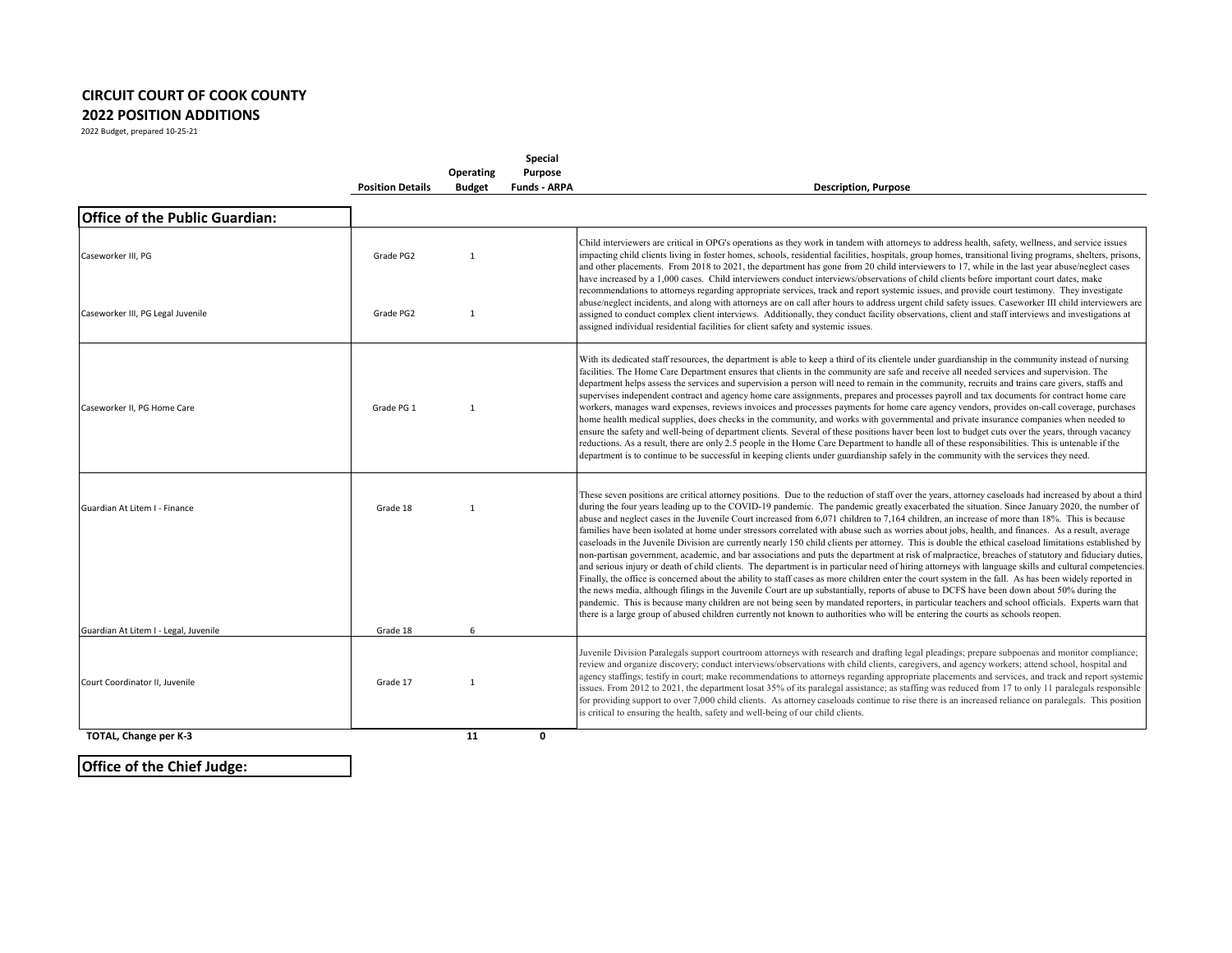# CIRCUIT COURT OF COOK COUNTY
## 2022 POSITION ADDITIONS

2022 Budget, prepared 10-25-21

| | Position Details | Operating Budget | Special Purpose Funds - ARPA | Description, Purpose |
|---|---|---|---|---|
| **Office of the Public Guardian:** | | | | |
| Caseworker III, PG | Grade PG2 | 1 | | Child interviewers are critical in OPG's operations as they work in tandem with attorneys to address health, safety, wellness, and service issues impacting child clients living in foster homes, schools, residential facilities, hospitals, group homes, transitional living programs, shelters, prisons, and other placements. From 2018 to 2021, the department has gone from 20 child interviewers to 17, while in the last year abuse/neglect cases have increased by a 1,000 cases. Child interviewers conduct interviews/observations of child clients before important court dates, make recommendations to attorneys regarding appropriate services, track and report systemic issues, and provide court testimony. They investigate abuse/neglect incidents, and along with attorneys are on call after hours to address urgent child safety issues. Caseworker III child interviewers are assigned to conduct complex client interviews. Additionally, they conduct facility observations, client and staff interviews and investigations at assigned individual residential facilities for client safety and systemic issues. |
| Caseworker III, PG Legal Juvenile | Grade PG2 | 1 | | |
| Caseworker II, PG Home Care | Grade PG 1 | 1 | | With its dedicated staff resources, the department is able to keep a third of its clientele under guardianship in the community instead of nursing facilities. The Home Care Department ensures that clients in the community are safe and receive all needed services and supervision. The department helps assess the services and supervision a person will need to remain in the community, recruits and trains care givers, staffs and supervises independent contract and agency home care assignments, prepares and processes payroll and tax documents for contract home care workers, manages ward expenses, reviews invoices and processes payments for home care agency vendors, provides on-call coverage, purchases home health medical supplies, does checks in the community, and works with governmental and private insurance companies when needed to ensure the safety and well-being of department clients. Several of these positions haver been lost to budget cuts over the years, through vacancy reductions. As a result, there are only 2.5 people in the Home Care Department to handle all of these responsibilities. This is untenable if the department is to continue to be successful in keeping clients under guardianship safely in the community with the services they need. |
| Guardian At Litem I - Finance | Grade 18 | 1 | | These seven positions are critical attorney positions. Due to the reduction of staff over the years, attorney caseloads had increased by about a third during the four years leading up to the COVID-19 pandemic. The pandemic greatly exacerbated the situation. Since January 2020, the number of abuse and neglect cases in the Juvenile Court increased from 6,071 children to 7,164 children, an increase of more than 18%. This is because families have been isolated at home under stressors correlated with abuse such as worries about jobs, health, and finances. As a result, average caseloads in the Juvenile Division are currently nearly 150 child clients per attorney. This is double the ethical caseload limitations established by non-partisan government, academic, and bar associations and puts the department at risk of malpractice, breaches of statutory and fiduciary duties, and serious injury or death of child clients. The department is in particular need of hiring attorneys with language skills and cultural competencies. Finally, the office is concerned about the ability to staff cases as more children enter the court system in the fall. As has been widely reported in the news media, although filings in the Juvenile Court are up substantially, reports of abuse to DCFS have been down about 50% during the pandemic. This is because many children are not being seen by mandated reporters, in particular teachers and school officials. Experts warn that there is a large group of abused children currently not known to authorities who will be entering the courts as schools reopen. |
| Guardian At Litem I - Legal, Juvenile | Grade 18 | 6 | | |
| Court Coordinator II, Juvenile | Grade 17 | 1 | | Juvenile Division Paralegals support courtroom attorneys with research and drafting legal pleadings; prepare subpoenas and monitor compliance; review and organize discovery; conduct interviews/observations with child clients, caregivers, and agency workers; attend school, hospital and agency staffings; testify in court; make recommendations to attorneys regarding appropriate placements and services, and track and report systemic issues. From 2012 to 2021, the department losat 35% of its paralegal assistance; as staffing was reduced from 17 to only 11 paralegals responsible for providing support to over 7,000 child clients. As attorney caseloads continue to rise there is an increased reliance on paralegals. This position is critical to ensuring the health, safety and well-being of our child clients. |
| **TOTAL, Change per K-3** | | **11** | **0** | |
| **Office of the Chief Judge:** | | | | |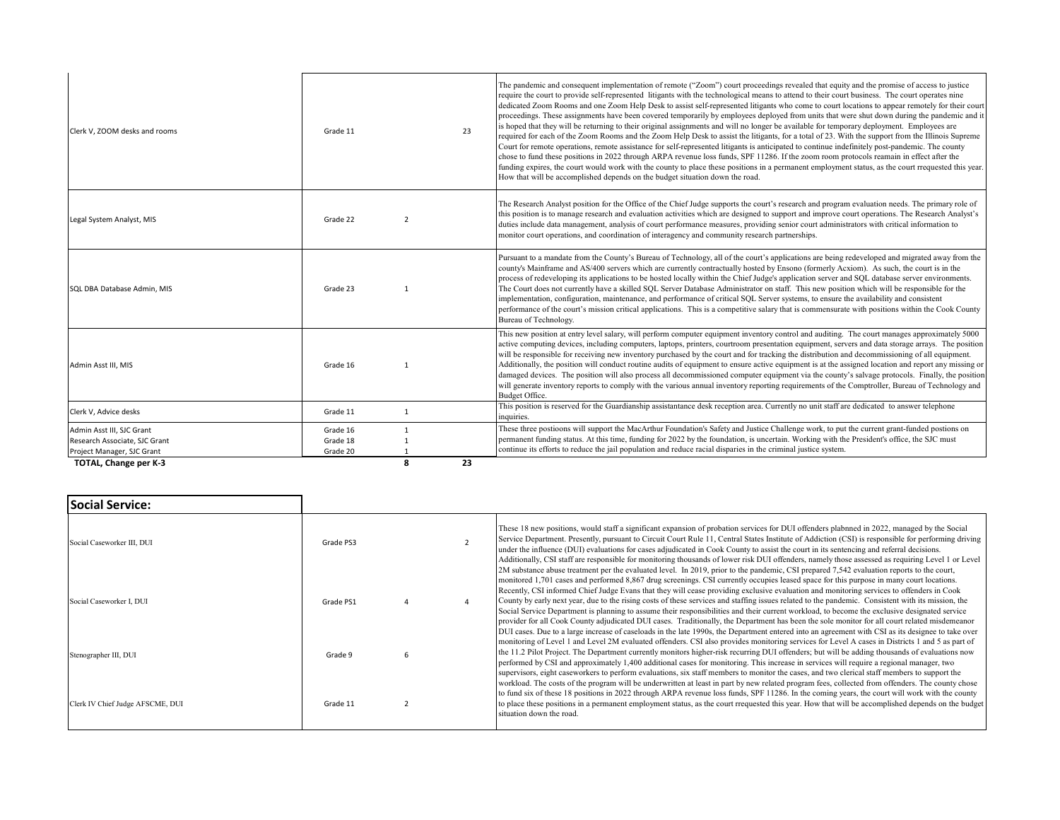| Position | Grade | | | Description |
|---|---|---|---|---|
| Clerk V, ZOOM desks and rooms | Grade 11 | | 23 | The pandemic and consequent implementation of remote ("Zoom") court proceedings revealed that equity and the promise of access to justice require the court to provide self-represented litigants with the technological means to attend to their court business. The court operates nine dedicated Zoom Rooms and one Zoom Help Desk to assist self-represented litigants who come to court locations to appear remotely for their court proceedings. These assignments have been covered temporarily by employees deployed from units that were shut down during the pandemic and it is hoped that they will be returning to their original assignments and will no longer be available for temporary deployment. Employees are required for each of the Zoom Rooms and the Zoom Help Desk to assist the litigants, for a total of 23. With the support from the Illinois Supreme Court for remote operations, remote assistance for self-represented litigants is anticipated to continue indefinitely post-pandemic. The county chose to fund these positions in 2022 through ARPA revenue loss funds, SPF 11286. If the zoom room protocols reamain in effect after the funding expires, the court would work with the county to place these positions in a permanent employment status, as the court rrequested this year. How that will be accomplished depends on the budget situation down the road. |
| Legal System Analyst, MIS | Grade 22 | 2 | | The Research Analyst position for the Office of the Chief Judge supports the court's research and program evaluation needs. The primary role of this position is to manage research and evaluation activities which are designed to support and improve court operations. The Research Analyst's duties include data management, analysis of court performance measures, providing senior court administrators with critical information to monitor court operations, and coordination of interagency and community research partnerships. |
| SQL DBA Database Admin, MIS | Grade 23 | 1 | | Pursuant to a mandate from the County's Bureau of Technology, all of the court's applications are being redeveloped and migrated away from the county's Mainframe and AS/400 servers which are currently contractually hosted by Ensono (formerly Acxiom). As such, the court is in the process of redeveloping its applications to be hosted locally within the Chief Judge's application server and SQL database server environments. The Court does not currently have a skilled SQL Server Database Administrator on staff. This new position which will be responsible for the implementation, configuration, maintenance, and performance of critical SQL Server systems, to ensure the availability and consistent performance of the court's mission critical applications. This is a competitive salary that is commensurate with positions within the Cook County Bureau of Technology. |
| Admin Asst III, MIS | Grade 16 | 1 | | This new position at entry level salary, will perform computer equipment inventory control and auditing. The court manages approximately 5000 active computing devices, including computers, laptops, printers, courtroom presentation equipment, servers and data storage arrays. The position will be responsible for receiving new inventory purchased by the court and for tracking the distribution and decommissioning of all equipment. Additionally, the position will conduct routine audits of equipment to ensure active equipment is at the assigned location and report any missing or damaged devices. The position will also process all decommissioned computer equipment via the county's salvage protocols. Finally, the position will generate inventory reports to comply with the various annual inventory reporting requirements of the Comptroller, Bureau of Technology and Budget Office. |
| Clerk V, Advice desks | Grade 11 | 1 | | This position is reserved for the Guardianship assistantance desk reception area. Currently no unit staff are dedicated to answer telephone inquiries. |
| Admin Asst III, SJC Grant | Grade 16 | 1 | | These three postioons will support the MacArthur Foundation's Safety and Justice Challenge work, to put the current grant-funded postions on permanent funding status. At this time, funding for 2022 by the foundation, is uncertain. Working with the President's office, the SJC must continue its efforts to reduce the jail population and reduce racial disparies in the criminal justice system. |
| Research Associate, SJC Grant | Grade 18 | 1 | | |
| Project Manager, SJC Grant | Grade 20 | 1 | | |
| **TOTAL, Change per K-3** | | **8** | **23** | |

| **Social Service:** | | | | |
|---|---|---|---|---|
| Social Caseworker III, DUI | Grade PS3 | | 2 | These 18 new positions, would staff a significant expansion of probation services for DUI offenders plabnned in 2022, managed by the Social Service Department. Presently, pursuant to Circuit Court Rule 11, Central States Institute of Addiction (CSI) is responsible for performing driving under the influence (DUI) evaluations for cases adjudicated in Cook County to assist the court in its sentencing and referral decisions. Additionally, CSI staff are responsible for monitoring thousands of lower risk DUI offenders, namely those assessed as requiring Level 1 or Level 2M substance abuse treatment per the evaluated level. In 2019, prior to the pandemic, CSI prepared 7,542 evaluation reports to the court, monitored 1,701 cases and performed 8,867 drug screenings. CSI currently occupies leased space for this purpose in many court locations. Recently, CSI informed Chief Judge Evans that they will cease providing exclusive evaluation and monitoring services to offenders in Cook County by early next year, due to the rising costs of these services and staffing issues related to the pandemic. Consistent with its mission, the Social Service Department is planning to assume their responsibilities and their current workload, to become the exclusive designated service provider for all Cook County adjudicated DUI cases. Traditionally, the Department has been the sole monitor for all court related misdemeanor DUI cases. Due to a large increase of caseloads in the late 1990s, the Department entered into an agreement with CSI as its designee to take over monitoring of Level 1 and Level 2M evaluated offenders. CSI also provides monitoring services for Level A cases in Districts 1 and 5 as part of the 11.2 Pilot Project. The Department currently monitors higher-risk recurring DUI offenders; but will be adding thousands of evaluations now performed by CSI and approximately 1,400 additional cases for monitoring. This increase in services will require a regional manager, two supervisors, eight caseworkers to perform evaluations, six staff members to monitor the cases, and two clerical staff members to support the workload. The costs of the program will be underwritten at least in part by new related program fees, collected from offenders. The county chose to fund six of these 18 positions in 2022 through ARPA revenue loss funds, SPF 11286. In the coming years, the court will work with the county to place these positions in a permanent employment status, as the court rrequested this year. How that will be accomplished depends on the budget situation down the road. |
| Social Caseworker I, DUI | Grade PS1 | 4 | 4 | |
| Stenographer III, DUI | Grade 9 | 6 | | |
| Clerk IV Chief Judge AFSCME, DUI | Grade 11 | 2 | | |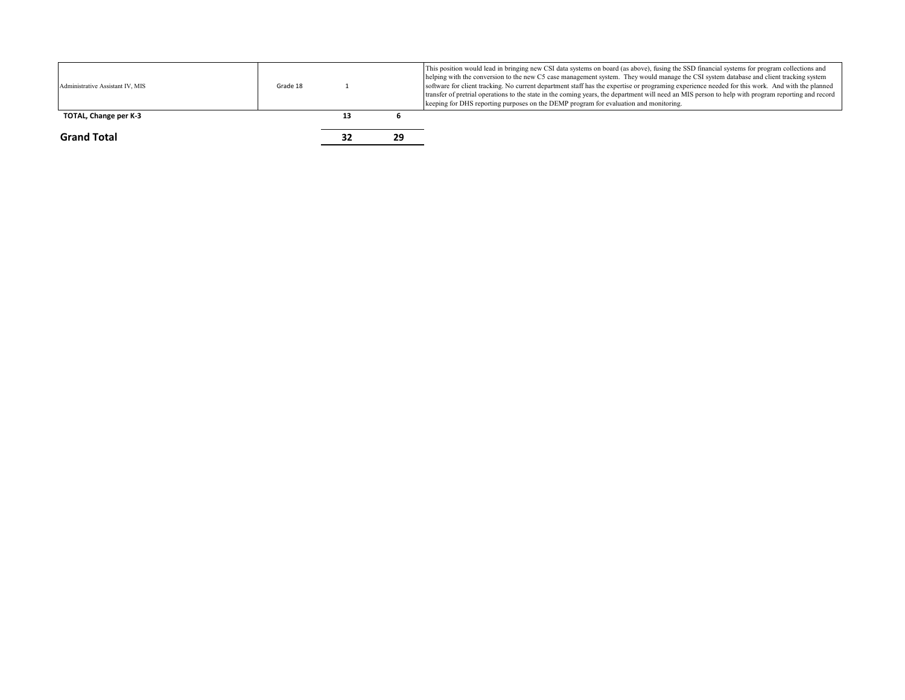| | | | | |
|---|---|---|---|---|
| Administrative Assistant IV, MIS | Grade 18 | 1 | | This position would lead in bringing new CSI data systems on board (as above), fusing the SSD financial systems for program collections and helping with the conversion to the new C5 case management system. They would manage the CSI system database and client tracking system software for client tracking. No current department staff has the expertise or programing experience needed for this work. And with the planned transfer of pretrial operations to the state in the coming years, the department will need an MIS person to help with program reporting and record keeping for DHS reporting purposes on the DEMP program for evaluation and monitoring. |
| **TOTAL, Change per K-3** | | **13** | **6** | |
| **Grand Total** | | **32** | **29** | |